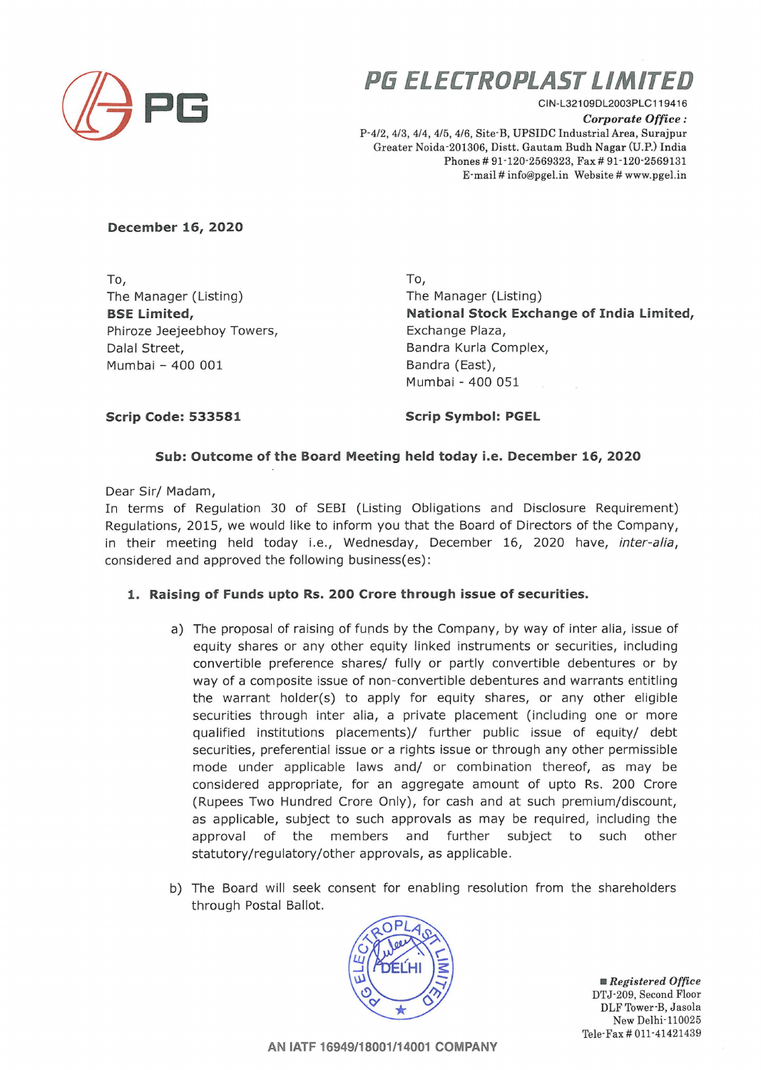# PG ELECTROPLAST LIMITED

CIN-L32109DL2003PLC119416

***Corporate Office :***
P-4/2, 4/3, 4/4, 4/5, 4/6, Site-B, UPSIDC Industrial Area, Surajpur
Greater Noida-201306, Distt. Gautam Budh Nagar (U.P.) India
Phones # 91-120-2569323, Fax # 91-120-2569131
E-mail # info@pgel.in Website # www.pgel.in

**December 16, 2020**

To,
The Manager (Listing)
**BSE Limited,**
Phiroze Jeejeebhoy Towers,
Dalal Street,
Mumbai – 400 001

To,
The Manager (Listing)
**National Stock Exchange of India Limited,**
Exchange Plaza,
Bandra Kurla Complex,
Bandra (East),
Mumbai - 400 051

**Scrip Code: 533581**

**Scrip Symbol: PGEL**

**Sub: Outcome of the Board Meeting held today i.e. December 16, 2020**

Dear Sir/ Madam,
In terms of Regulation 30 of SEBI (Listing Obligations and Disclosure Requirement) Regulations, 2015, we would like to inform you that the Board of Directors of the Company, in their meeting held today i.e., Wednesday, December 16, 2020 have, *inter-alia*, considered and approved the following business(es):

1. **Raising of Funds upto Rs. 200 Crore through issue of securities.**

   a) The proposal of raising of funds by the Company, by way of inter alia, issue of equity shares or any other equity linked instruments or securities, including convertible preference shares/ fully or partly convertible debentures or by way of a composite issue of non-convertible debentures and warrants entitling the warrant holder(s) to apply for equity shares, or any other eligible securities through inter alia, a private placement (including one or more qualified institutions placements)/ further public issue of equity/ debt securities, preferential issue or a rights issue or through any other permissible mode under applicable laws and/ or combination thereof, as may be considered appropriate, for an aggregate amount of upto Rs. 200 Crore (Rupees Two Hundred Crore Only), for cash and at such premium/discount, as applicable, subject to such approvals as may be required, including the approval of the members and further subject to such other statutory/regulatory/other approvals, as applicable.

   b) The Board will seek consent for enabling resolution from the shareholders through Postal Ballot.

■ ***Registered Office***
DTJ-209, Second Floor
DLF Tower-B, Jasola
New Delhi-110025
Tele-Fax # 011-41421439

AN IATF 16949/18001/14001 COMPANY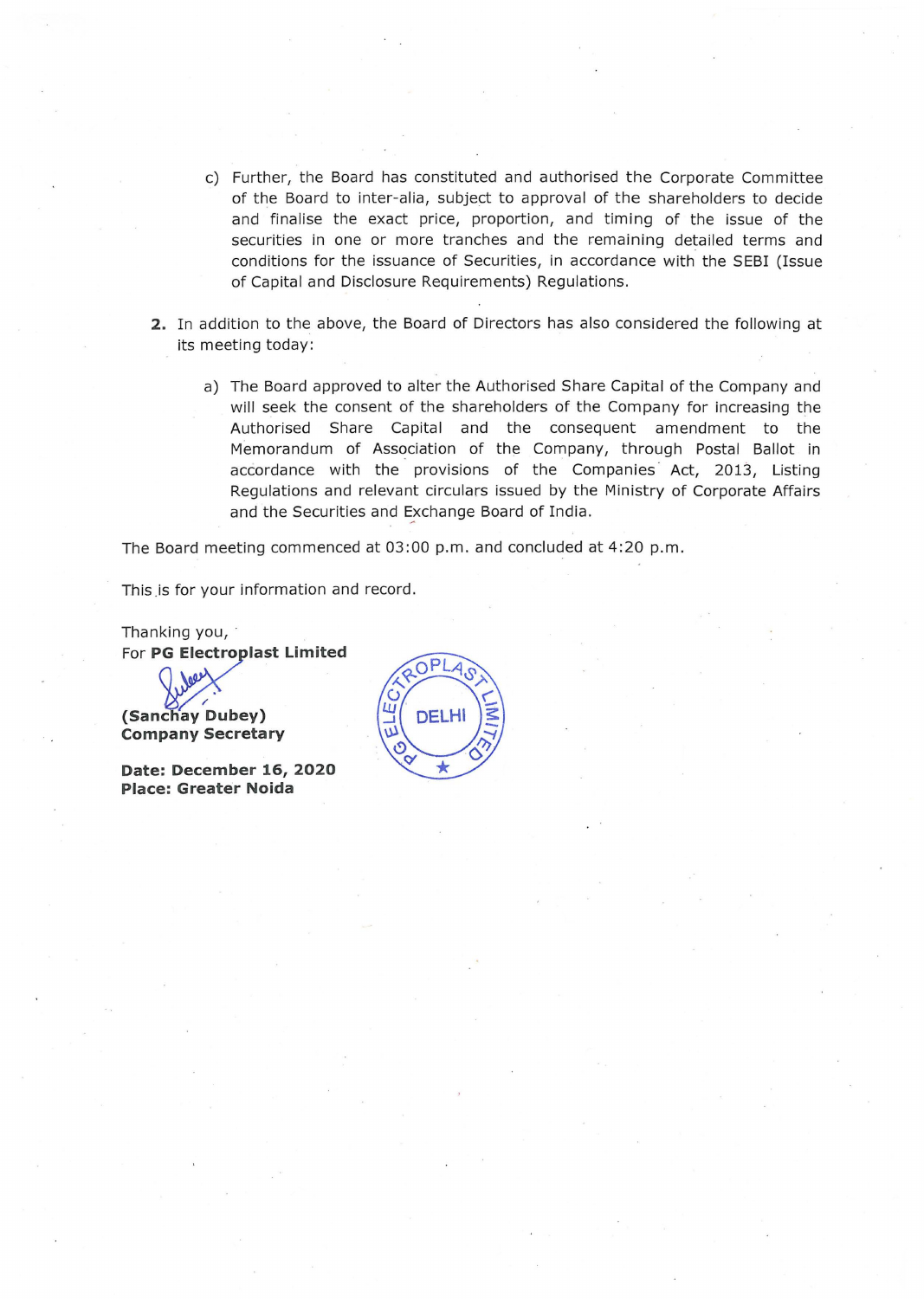c) Further, the Board has constituted and authorised the Corporate Committee of the Board to inter-alia, subject to approval of the shareholders to decide and finalise the exact price, proportion, and timing of the issue of the securities in one or more tranches and the remaining detailed terms and conditions for the issuance of Securities, in accordance with the SEBI (Issue of Capital and Disclosure Requirements) Regulations.

**2.** In addition to the above, the Board of Directors has also considered the following at its meeting today:

a) The Board approved to alter the Authorised Share Capital of the Company and will seek the consent of the shareholders of the Company for increasing the Authorised Share Capital and the consequent amendment to the Memorandum of Association of the Company, through Postal Ballot in accordance with the provisions of the Companies Act, 2013, Listing Regulations and relevant circulars issued by the Ministry of Corporate Affairs and the Securities and Exchange Board of India.

The Board meeting commenced at 03:00 p.m. and concluded at 4:20 p.m.

This is for your information and record.

Thanking you,
For **PG Electroplast Limited**

**(Sanchay Dubey)**
**Company Secretary**

**Date: December 16, 2020**
**Place: Greater Noida**